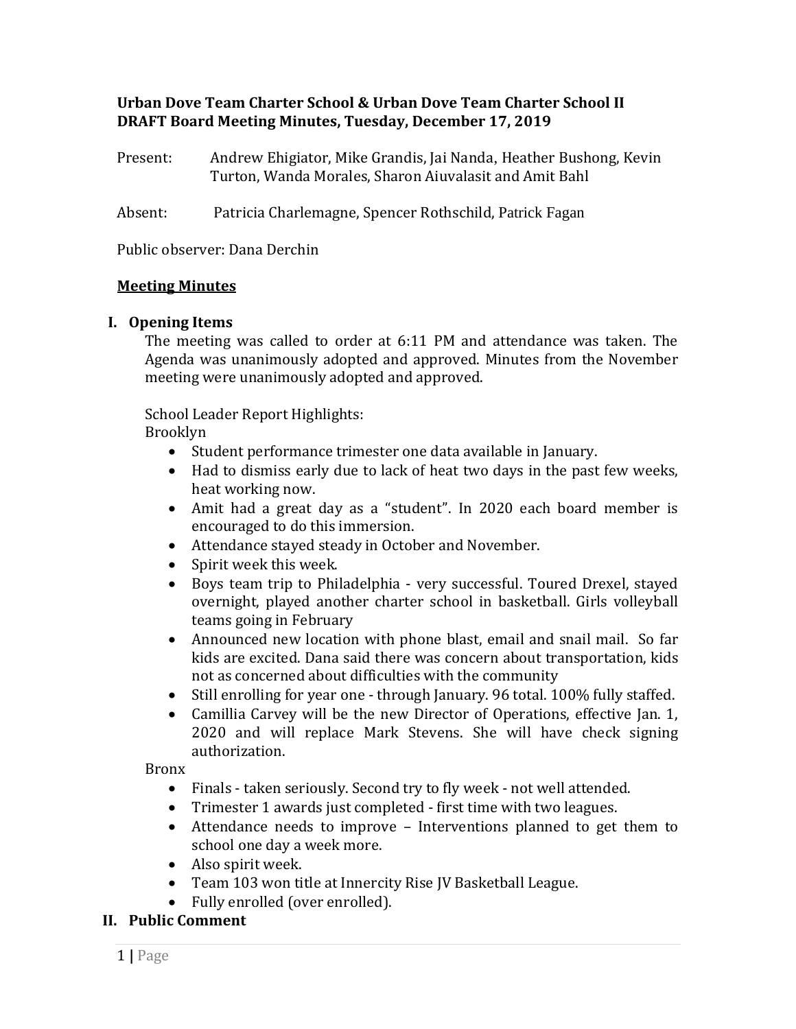# Urban Dove Team Charter School & Urban Dove Team Charter School II
## DRAFT Board Meeting Minutes, Tuesday, December 17, 2019

Present: Andrew Ehigiator, Mike Grandis, Jai Nanda, Heather Bushong, Kevin Turton, Wanda Morales, Sharon Aiuvalasit and Amit Bahl

Absent: Patricia Charlemagne, Spencer Rothschild, Patrick Fagan

Public observer: Dana Derchin

**<u>Meeting Minutes</u>**

## I. Opening Items

The meeting was called to order at 6:11 PM and attendance was taken. The Agenda was unanimously adopted and approved. Minutes from the November meeting were unanimously adopted and approved.

School Leader Report Highlights:

Brooklyn

- Student performance trimester one data available in January.
- Had to dismiss early due to lack of heat two days in the past few weeks, heat working now.
- Amit had a great day as a "student". In 2020 each board member is encouraged to do this immersion.
- Attendance stayed steady in October and November.
- Spirit week this week.
- Boys team trip to Philadelphia - very successful. Toured Drexel, stayed overnight, played another charter school in basketball. Girls volleyball teams going in February
- Announced new location with phone blast, email and snail mail. So far kids are excited. Dana said there was concern about transportation, kids not as concerned about difficulties with the community
- Still enrolling for year one - through January. 96 total. 100% fully staffed.
- Camillia Carvey will be the new Director of Operations, effective Jan. 1, 2020 and will replace Mark Stevens. She will have check signing authorization.

Bronx

- Finals - taken seriously. Second try to fly week - not well attended.
- Trimester 1 awards just completed - first time with two leagues.
- Attendance needs to improve – Interventions planned to get them to school one day a week more.
- Also spirit week.
- Team 103 won title at Innercity Rise JV Basketball League.
- Fully enrolled (over enrolled).

## II. Public Comment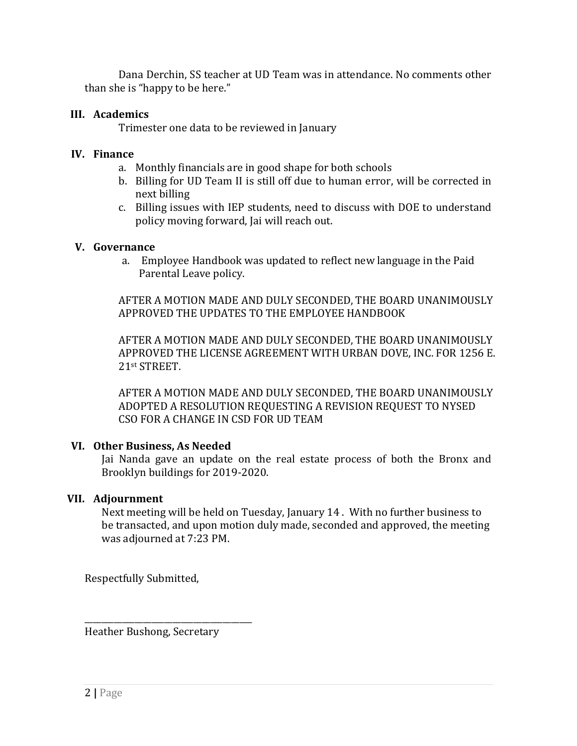Dana Derchin, SS teacher at UD Team was in attendance. No comments other than she is "happy to be here."

## III. Academics

Trimester one data to be reviewed in January

## IV. Finance

a. Monthly financials are in good shape for both schools
b. Billing for UD Team II is still off due to human error, will be corrected in next billing
c. Billing issues with IEP students, need to discuss with DOE to understand policy moving forward, Jai will reach out.

## V. Governance

a. Employee Handbook was updated to reflect new language in the Paid Parental Leave policy.

AFTER A MOTION MADE AND DULY SECONDED, THE BOARD UNANIMOUSLY APPROVED THE UPDATES TO THE EMPLOYEE HANDBOOK

AFTER A MOTION MADE AND DULY SECONDED, THE BOARD UNANIMOUSLY APPROVED THE LICENSE AGREEMENT WITH URBAN DOVE, INC. FOR 1256 E. 21st STREET.

AFTER A MOTION MADE AND DULY SECONDED, THE BOARD UNANIMOUSLY ADOPTED A RESOLUTION REQUESTING A REVISION REQUEST TO NYSED CSO FOR A CHANGE IN CSD FOR UD TEAM

## VI. Other Business, As Needed

Jai Nanda gave an update on the real estate process of both the Bronx and Brooklyn buildings for 2019-2020.

## VII. Adjournment

Next meeting will be held on Tuesday, January 14 . With no further business to be transacted, and upon motion duly made, seconded and approved, the meeting was adjourned at 7:23 PM.

Respectfully Submitted,

\_\_\_\_\_\_\_\_\_\_\_\_\_\_\_\_\_\_\_\_\_\_\_\_\_\_\_\_\_\_\_\_\_\_\_\_

Heather Bushong, Secretary